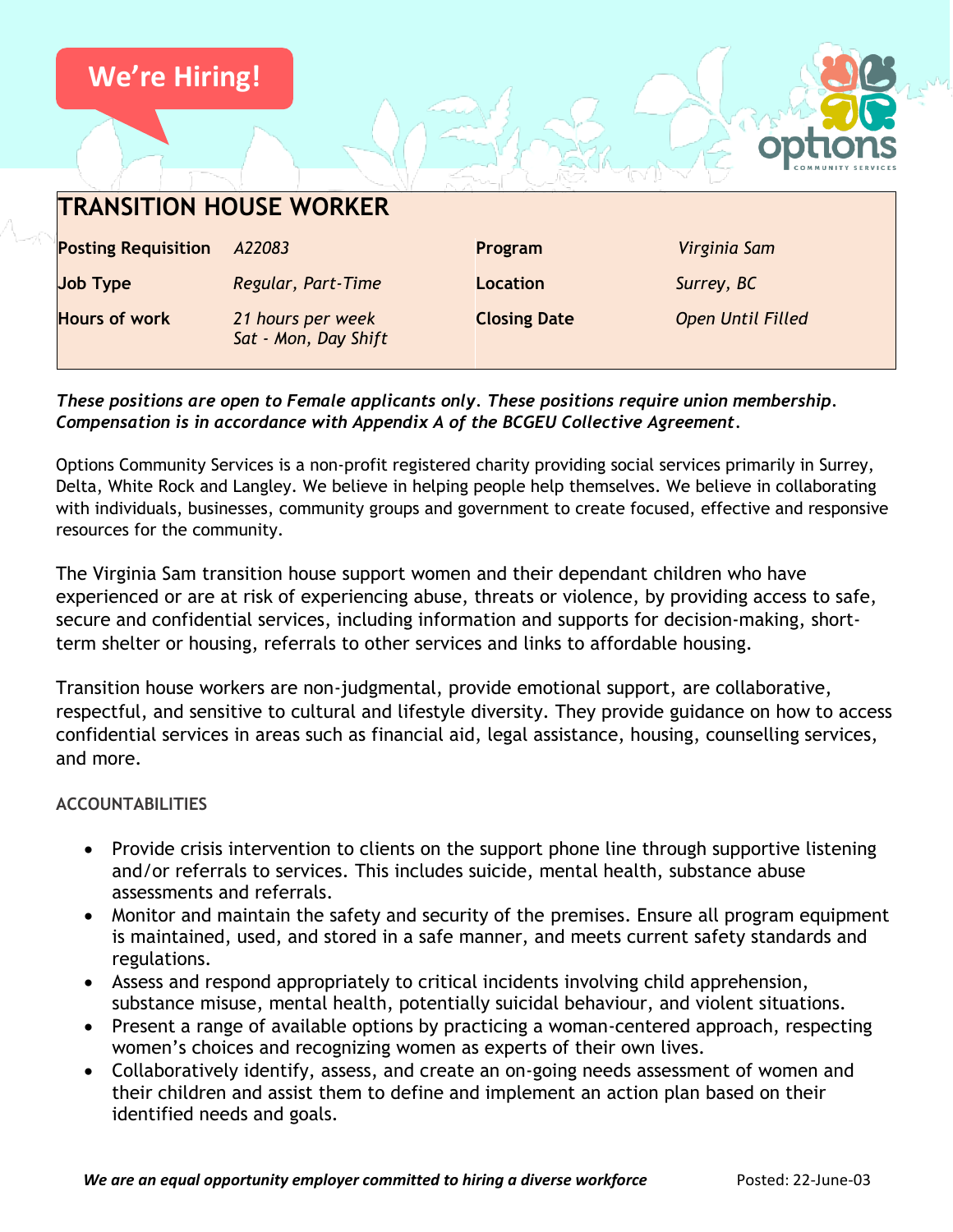We're Hiring!

# TRANSITION HOUSE WORKER

| | | | |
|---|---|---|---|
| **Posting Requisition** | *A22083* | **Program** | *Virginia Sam* |
| **Job Type** | *Regular, Part-Time* | **Location** | *Surrey, BC* |
| **Hours of work** | *21 hours per week Sat - Mon, Day Shift* | **Closing Date** | *Open Until Filled* |

***These positions are open to Female applicants only. These positions require union membership. Compensation is in accordance with Appendix A of the BCGEU Collective Agreement.***

Options Community Services is a non-profit registered charity providing social services primarily in Surrey, Delta, White Rock and Langley. We believe in helping people help themselves. We believe in collaborating with individuals, businesses, community groups and government to create focused, effective and responsive resources for the community.

The Virginia Sam transition house support women and their dependant children who have experienced or are at risk of experiencing abuse, threats or violence, by providing access to safe, secure and confidential services, including information and supports for decision-making, short-term shelter or housing, referrals to other services and links to affordable housing.

Transition house workers are non-judgmental, provide emotional support, are collaborative, respectful, and sensitive to cultural and lifestyle diversity. They provide guidance on how to access confidential services in areas such as financial aid, legal assistance, housing, counselling services, and more.

## ACCOUNTABILITIES

- Provide crisis intervention to clients on the support phone line through supportive listening and/or referrals to services. This includes suicide, mental health, substance abuse assessments and referrals.
- Monitor and maintain the safety and security of the premises. Ensure all program equipment is maintained, used, and stored in a safe manner, and meets current safety standards and regulations.
- Assess and respond appropriately to critical incidents involving child apprehension, substance misuse, mental health, potentially suicidal behaviour, and violent situations.
- Present a range of available options by practicing a woman-centered approach, respecting women's choices and recognizing women as experts of their own lives.
- Collaboratively identify, assess, and create an on-going needs assessment of women and their children and assist them to define and implement an action plan based on their identified needs and goals.

***We are an equal opportunity employer committed to hiring a diverse workforce*** Posted: 22-June-03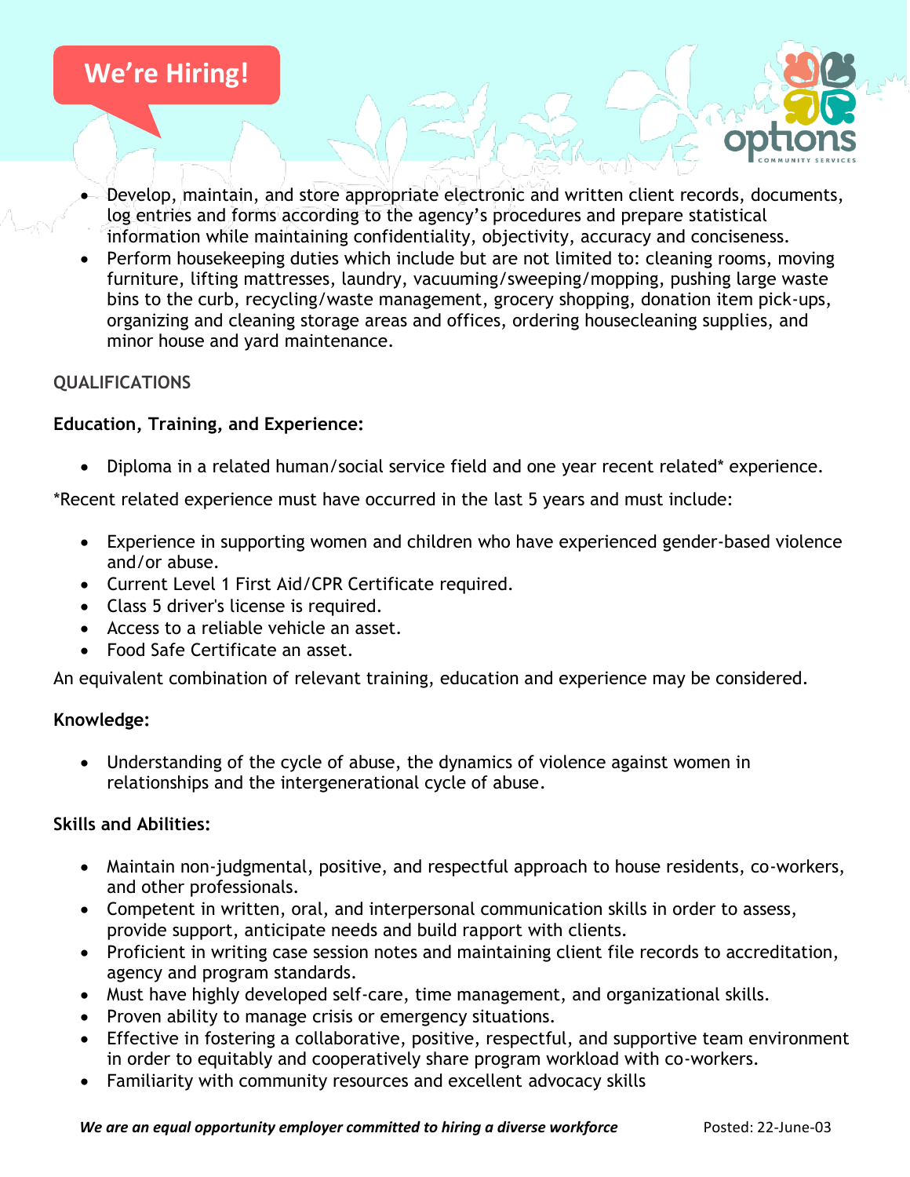- Develop, maintain, and store appropriate electronic and written client records, documents, log entries and forms according to the agency's procedures and prepare statistical information while maintaining confidentiality, objectivity, accuracy and conciseness.
- Perform housekeeping duties which include but are not limited to: cleaning rooms, moving furniture, lifting mattresses, laundry, vacuuming/sweeping/mopping, pushing large waste bins to the curb, recycling/waste management, grocery shopping, donation item pick-ups, organizing and cleaning storage areas and offices, ordering housecleaning supplies, and minor house and yard maintenance.

## QUALIFICATIONS

### Education, Training, and Experience:

- Diploma in a related human/social service field and one year recent related* experience.

*Recent related experience must have occurred in the last 5 years and must include:

- Experience in supporting women and children who have experienced gender-based violence and/or abuse.
- Current Level 1 First Aid/CPR Certificate required.
- Class 5 driver's license is required.
- Access to a reliable vehicle an asset.
- Food Safe Certificate an asset.

An equivalent combination of relevant training, education and experience may be considered.

### Knowledge:

- Understanding of the cycle of abuse, the dynamics of violence against women in relationships and the intergenerational cycle of abuse.

### Skills and Abilities:

- Maintain non-judgmental, positive, and respectful approach to house residents, co-workers, and other professionals.
- Competent in written, oral, and interpersonal communication skills in order to assess, provide support, anticipate needs and build rapport with clients.
- Proficient in writing case session notes and maintaining client file records to accreditation, agency and program standards.
- Must have highly developed self-care, time management, and organizational skills.
- Proven ability to manage crisis or emergency situations.
- Effective in fostering a collaborative, positive, respectful, and supportive team environment in order to equitably and cooperatively share program workload with co-workers.
- Familiarity with community resources and excellent advocacy skills

***We are an equal opportunity employer committed to hiring a diverse workforce***

Posted: 22-June-03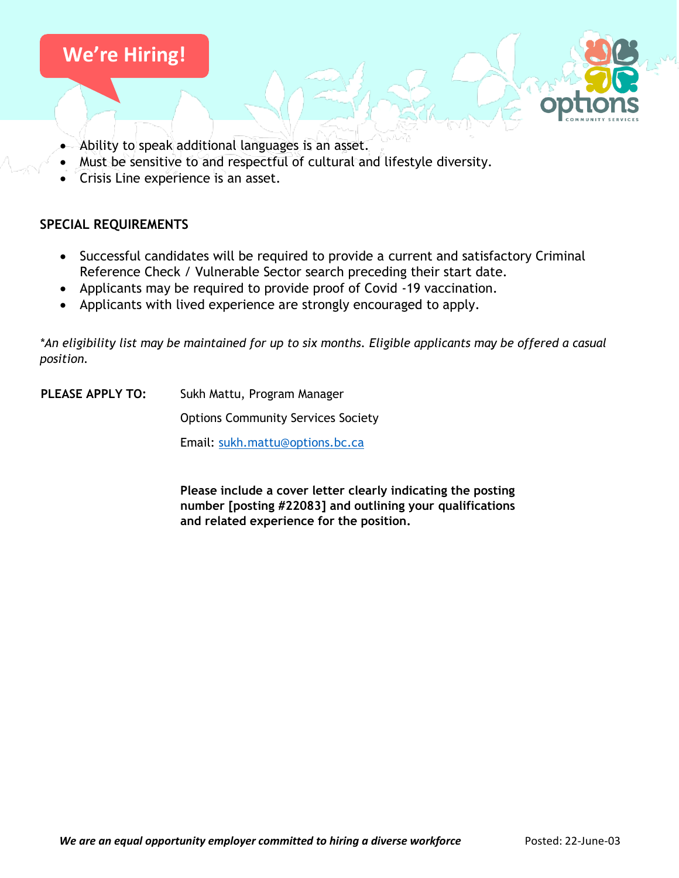- Ability to speak additional languages is an asset.
- Must be sensitive to and respectful of cultural and lifestyle diversity.
- Crisis Line experience is an asset.

**SPECIAL REQUIREMENTS**

- Successful candidates will be required to provide a current and satisfactory Criminal Reference Check / Vulnerable Sector search preceding their start date.
- Applicants may be required to provide proof of Covid -19 vaccination.
- Applicants with lived experience are strongly encouraged to apply.

*\*An eligibility list may be maintained for up to six months. Eligible applicants may be offered a casual position.*

**PLEASE APPLY TO:** Sukh Mattu, Program Manager

Options Community Services Society

Email: sukh.mattu@options.bc.ca

**Please include a cover letter clearly indicating the posting number [posting #22083] and outlining your qualifications and related experience for the position.**

***We are an equal opportunity employer committed to hiring a diverse workforce***

Posted: 22-June-03